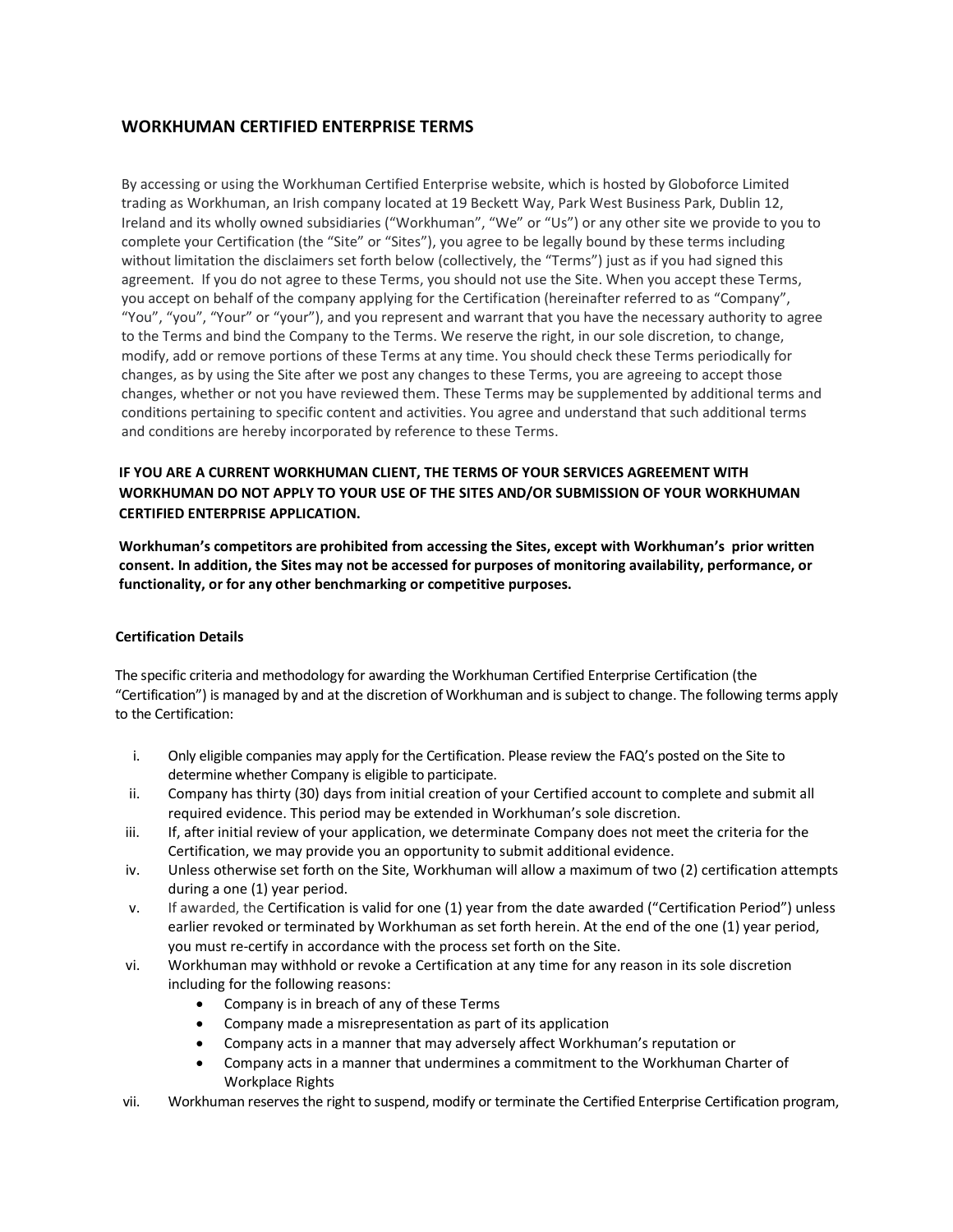## WORKHUMAN CERTIFIED ENTERPRISE TERMS

By accessing or using the Workhuman Certified Enterprise website, which is hosted by Globoforce Limited trading as Workhuman, an Irish company located at 19 Beckett Way, Park West Business Park, Dublin 12, Ireland and its wholly owned subsidiaries ("Workhuman", "We" or "Us") or any other site we provide to you to complete your Certification (the "Site" or "Sites"), you agree to be legally bound by these terms including without limitation the disclaimers set forth below (collectively, the "Terms") just as if you had signed this agreement. If you do not agree to these Terms, you should not use the Site. When you accept these Terms, you accept on behalf of the company applying for the Certification (hereinafter referred to as "Company", "You", "you", "Your" or "your"), and you represent and warrant that you have the necessary authority to agree to the Terms and bind the Company to the Terms. We reserve the right, in our sole discretion, to change, modify, add or remove portions of these Terms at any time. You should check these Terms periodically for changes, as by using the Site after we post any changes to these Terms, you are agreeing to accept those changes, whether or not you have reviewed them. These Terms may be supplemented by additional terms and conditions pertaining to specific content and activities. You agree and understand that such additional terms and conditions are hereby incorporated by reference to these Terms.

**IF YOU ARE A CURRENT WORKHUMAN CLIENT, THE TERMS OF YOUR SERVICES AGREEMENT WITH WORKHUMAN DO NOT APPLY TO YOUR USE OF THE SITES AND/OR SUBMISSION OF YOUR WORKHUMAN CERTIFIED ENTERPRISE APPLICATION.**

**Workhuman's competitors are prohibited from accessing the Sites, except with Workhuman's prior written consent. In addition, the Sites may not be accessed for purposes of monitoring availability, performance, or functionality, or for any other benchmarking or competitive purposes.**

**Certification Details**

The specific criteria and methodology for awarding the Workhuman Certified Enterprise Certification (the "Certification") is managed by and at the discretion of Workhuman and is subject to change. The following terms apply to the Certification:

i. Only eligible companies may apply for the Certification. Please review the FAQ's posted on the Site to determine whether Company is eligible to participate.

ii. Company has thirty (30) days from initial creation of your Certified account to complete and submit all required evidence. This period may be extended in Workhuman's sole discretion.

iii. If, after initial review of your application, we determinate Company does not meet the criteria for the Certification, we may provide you an opportunity to submit additional evidence.

iv. Unless otherwise set forth on the Site, Workhuman will allow a maximum of two (2) certification attempts during a one (1) year period.

v. If awarded, the Certification is valid for one (1) year from the date awarded ("Certification Period") unless earlier revoked or terminated by Workhuman as set forth herein. At the end of the one (1) year period, you must re-certify in accordance with the process set forth on the Site.

vi. Workhuman may withhold or revoke a Certification at any time for any reason in its sole discretion including for the following reasons:
   - Company is in breach of any of these Terms
   - Company made a misrepresentation as part of its application
   - Company acts in a manner that may adversely affect Workhuman's reputation or
   - Company acts in a manner that undermines a commitment to the Workhuman Charter of Workplace Rights

vii. Workhuman reserves the right to suspend, modify or terminate the Certified Enterprise Certification program,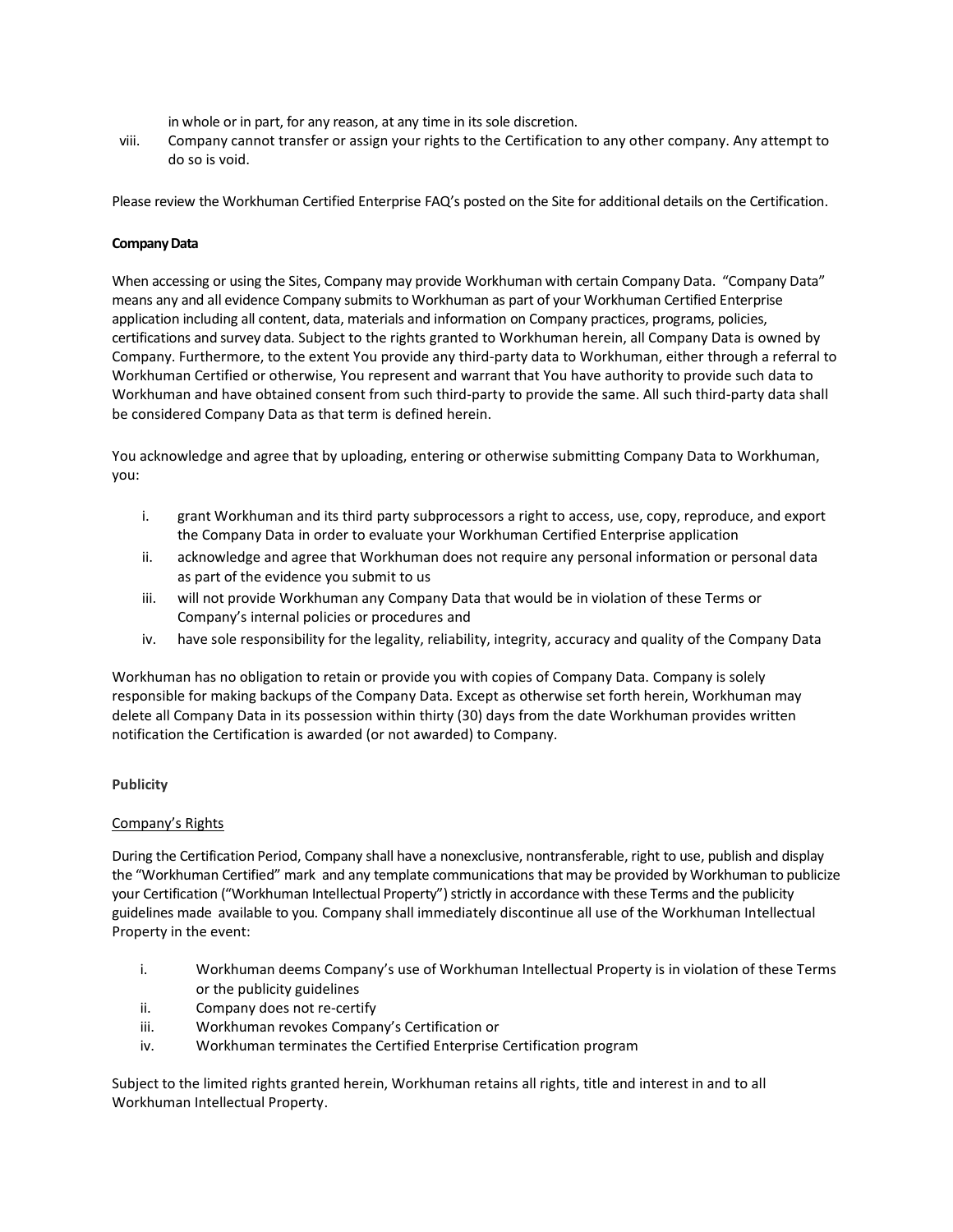in whole or in part, for any reason, at any time in its sole discretion.

viii. Company cannot transfer or assign your rights to the Certification to any other company. Any attempt to do so is void.

Please review the Workhuman Certified Enterprise FAQ's posted on the Site for additional details on the Certification.

**Company Data**

When accessing or using the Sites, Company may provide Workhuman with certain Company Data. "Company Data" means any and all evidence Company submits to Workhuman as part of your Workhuman Certified Enterprise application including all content, data, materials and information on Company practices, programs, policies, certifications and survey data. Subject to the rights granted to Workhuman herein, all Company Data is owned by Company. Furthermore, to the extent You provide any third-party data to Workhuman, either through a referral to Workhuman Certified or otherwise, You represent and warrant that You have authority to provide such data to Workhuman and have obtained consent from such third-party to provide the same. All such third-party data shall be considered Company Data as that term is defined herein.

You acknowledge and agree that by uploading, entering or otherwise submitting Company Data to Workhuman, you:

i. grant Workhuman and its third party subprocessors a right to access, use, copy, reproduce, and export the Company Data in order to evaluate your Workhuman Certified Enterprise application
ii. acknowledge and agree that Workhuman does not require any personal information or personal data as part of the evidence you submit to us
iii. will not provide Workhuman any Company Data that would be in violation of these Terms or Company's internal policies or procedures and
iv. have sole responsibility for the legality, reliability, integrity, accuracy and quality of the Company Data

Workhuman has no obligation to retain or provide you with copies of Company Data. Company is solely responsible for making backups of the Company Data. Except as otherwise set forth herein, Workhuman may delete all Company Data in its possession within thirty (30) days from the date Workhuman provides written notification the Certification is awarded (or not awarded) to Company.

**Publicity**

Company's Rights

During the Certification Period, Company shall have a nonexclusive, nontransferable, right to use, publish and display the "Workhuman Certified" mark and any template communications that may be provided by Workhuman to publicize your Certification ("Workhuman Intellectual Property") strictly in accordance with these Terms and the publicity guidelines made available to you. Company shall immediately discontinue all use of the Workhuman Intellectual Property in the event:

i. Workhuman deems Company's use of Workhuman Intellectual Property is in violation of these Terms or the publicity guidelines
ii. Company does not re-certify
iii. Workhuman revokes Company's Certification or
iv. Workhuman terminates the Certified Enterprise Certification program

Subject to the limited rights granted herein, Workhuman retains all rights, title and interest in and to all Workhuman Intellectual Property.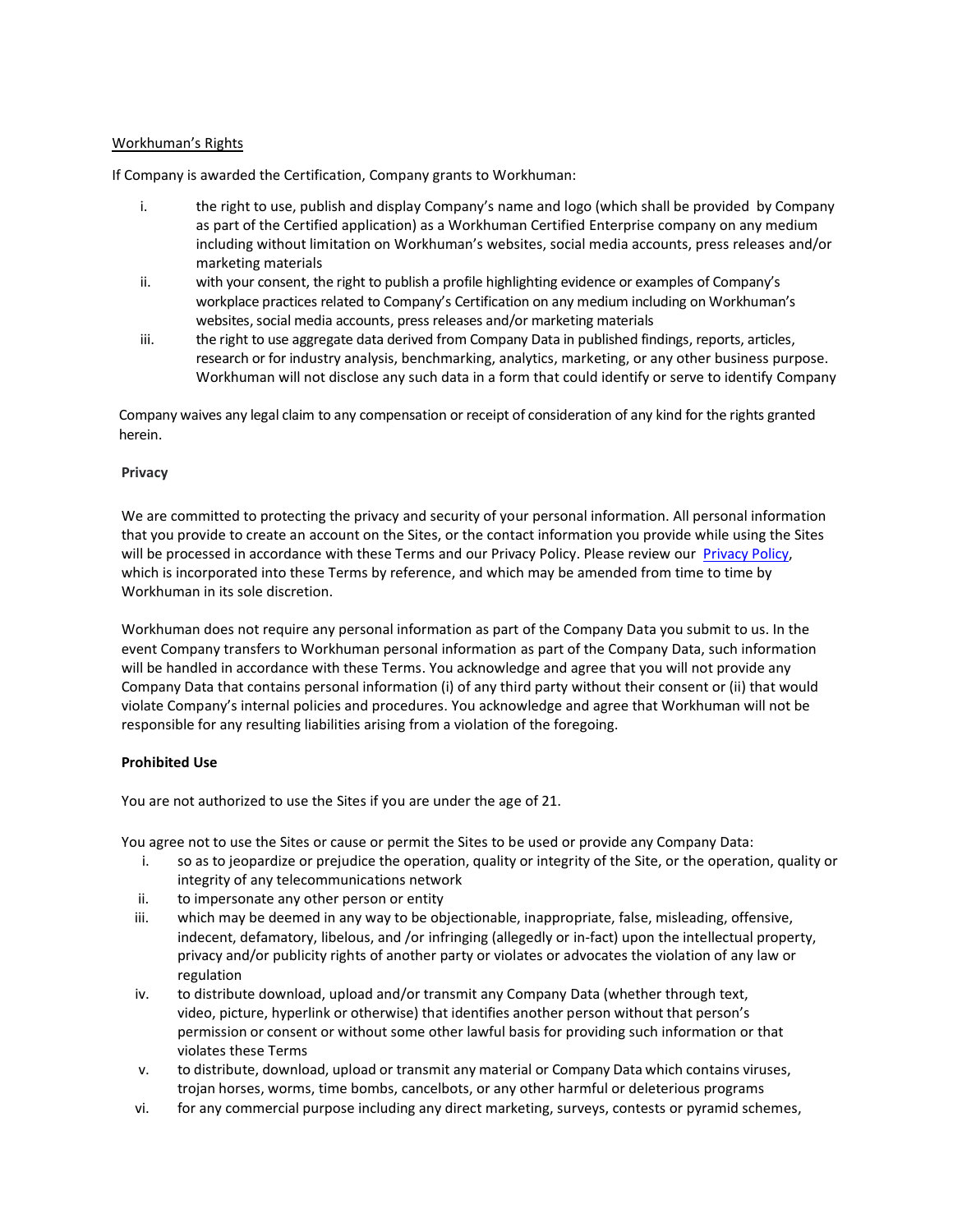Workhuman's Rights

If Company is awarded the Certification, Company grants to Workhuman:

i. the right to use, publish and display Company's name and logo (which shall be provided by Company as part of the Certified application) as a Workhuman Certified Enterprise company on any medium including without limitation on Workhuman's websites, social media accounts, press releases and/or marketing materials
ii. with your consent, the right to publish a profile highlighting evidence or examples of Company's workplace practices related to Company's Certification on any medium including on Workhuman's websites, social media accounts, press releases and/or marketing materials
iii. the right to use aggregate data derived from Company Data in published findings, reports, articles, research or for industry analysis, benchmarking, analytics, marketing, or any other business purpose. Workhuman will not disclose any such data in a form that could identify or serve to identify Company

Company waives any legal claim to any compensation or receipt of consideration of any kind for the rights granted herein.

**Privacy**

We are committed to protecting the privacy and security of your personal information. All personal information that you provide to create an account on the Sites, or the contact information you provide while using the Sites will be processed in accordance with these Terms and our Privacy Policy. Please review our Privacy Policy, which is incorporated into these Terms by reference, and which may be amended from time to time by Workhuman in its sole discretion.

Workhuman does not require any personal information as part of the Company Data you submit to us. In the event Company transfers to Workhuman personal information as part of the Company Data, such information will be handled in accordance with these Terms. You acknowledge and agree that you will not provide any Company Data that contains personal information (i) of any third party without their consent or (ii) that would violate Company's internal policies and procedures. You acknowledge and agree that Workhuman will not be responsible for any resulting liabilities arising from a violation of the foregoing.

**Prohibited Use**

You are not authorized to use the Sites if you are under the age of 21.

You agree not to use the Sites or cause or permit the Sites to be used or provide any Company Data:

i. so as to jeopardize or prejudice the operation, quality or integrity of the Site, or the operation, quality or integrity of any telecommunications network
ii. to impersonate any other person or entity
iii. which may be deemed in any way to be objectionable, inappropriate, false, misleading, offensive, indecent, defamatory, libelous, and /or infringing (allegedly or in-fact) upon the intellectual property, privacy and/or publicity rights of another party or violates or advocates the violation of any law or regulation
iv. to distribute download, upload and/or transmit any Company Data (whether through text, video, picture, hyperlink or otherwise) that identifies another person without that person's permission or consent or without some other lawful basis for providing such information or that violates these Terms
v. to distribute, download, upload or transmit any material or Company Data which contains viruses, trojan horses, worms, time bombs, cancelbots, or any other harmful or deleterious programs
vi. for any commercial purpose including any direct marketing, surveys, contests or pyramid schemes,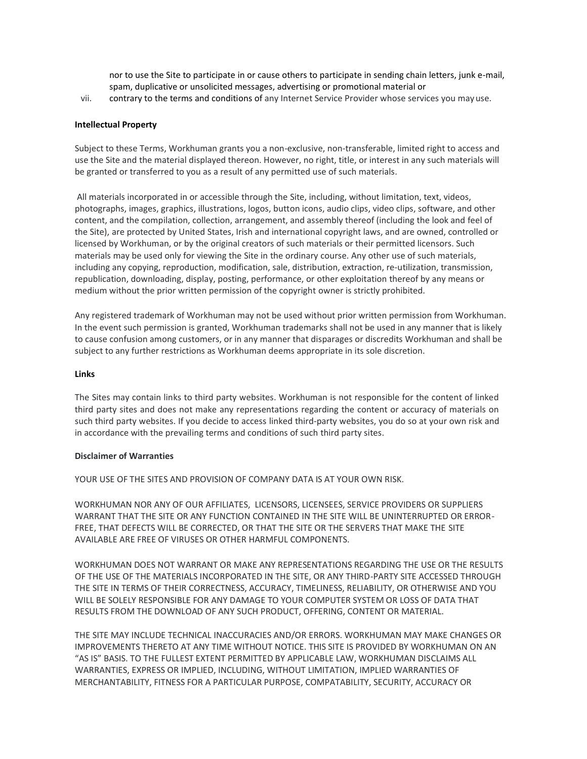nor to use the Site to participate in or cause others to participate in sending chain letters, junk e-mail, spam, duplicative or unsolicited messages, advertising or promotional material or

vii. contrary to the terms and conditions of any Internet Service Provider whose services you may use.

**Intellectual Property**

Subject to these Terms, Workhuman grants you a non-exclusive, non-transferable, limited right to access and use the Site and the material displayed thereon. However, no right, title, or interest in any such materials will be granted or transferred to you as a result of any permitted use of such materials.

All materials incorporated in or accessible through the Site, including, without limitation, text, videos, photographs, images, graphics, illustrations, logos, button icons, audio clips, video clips, software, and other content, and the compilation, collection, arrangement, and assembly thereof (including the look and feel of the Site), are protected by United States, Irish and international copyright laws, and are owned, controlled or licensed by Workhuman, or by the original creators of such materials or their permitted licensors. Such materials may be used only for viewing the Site in the ordinary course. Any other use of such materials, including any copying, reproduction, modification, sale, distribution, extraction, re-utilization, transmission, republication, downloading, display, posting, performance, or other exploitation thereof by any means or medium without the prior written permission of the copyright owner is strictly prohibited.

Any registered trademark of Workhuman may not be used without prior written permission from Workhuman. In the event such permission is granted, Workhuman trademarks shall not be used in any manner that is likely to cause confusion among customers, or in any manner that disparages or discredits Workhuman and shall be subject to any further restrictions as Workhuman deems appropriate in its sole discretion.

**Links**

The Sites may contain links to third party websites. Workhuman is not responsible for the content of linked third party sites and does not make any representations regarding the content or accuracy of materials on such third party websites. If you decide to access linked third-party websites, you do so at your own risk and in accordance with the prevailing terms and conditions of such third party sites.

**Disclaimer of Warranties**

YOUR USE OF THE SITES AND PROVISION OF COMPANY DATA IS AT YOUR OWN RISK.

WORKHUMAN NOR ANY OF OUR AFFILIATES, LICENSORS, LICENSEES, SERVICE PROVIDERS OR SUPPLIERS WARRANT THAT THE SITE OR ANY FUNCTION CONTAINED IN THE SITE WILL BE UNINTERRUPTED OR ERROR-FREE, THAT DEFECTS WILL BE CORRECTED, OR THAT THE SITE OR THE SERVERS THAT MAKE THE SITE AVAILABLE ARE FREE OF VIRUSES OR OTHER HARMFUL COMPONENTS.

WORKHUMAN DOES NOT WARRANT OR MAKE ANY REPRESENTATIONS REGARDING THE USE OR THE RESULTS OF THE USE OF THE MATERIALS INCORPORATED IN THE SITE, OR ANY THIRD-PARTY SITE ACCESSED THROUGH THE SITE IN TERMS OF THEIR CORRECTNESS, ACCURACY, TIMELINESS, RELIABILITY, OR OTHERWISE AND YOU WILL BE SOLELY RESPONSIBLE FOR ANY DAMAGE TO YOUR COMPUTER SYSTEM OR LOSS OF DATA THAT RESULTS FROM THE DOWNLOAD OF ANY SUCH PRODUCT, OFFERING, CONTENT OR MATERIAL.

THE SITE MAY INCLUDE TECHNICAL INACCURACIES AND/OR ERRORS. WORKHUMAN MAY MAKE CHANGES OR IMPROVEMENTS THERETO AT ANY TIME WITHOUT NOTICE. THIS SITE IS PROVIDED BY WORKHUMAN ON AN "AS IS" BASIS. TO THE FULLEST EXTENT PERMITTED BY APPLICABLE LAW, WORKHUMAN DISCLAIMS ALL WARRANTIES, EXPRESS OR IMPLIED, INCLUDING, WITHOUT LIMITATION, IMPLIED WARRANTIES OF MERCHANTABILITY, FITNESS FOR A PARTICULAR PURPOSE, COMPATABILITY, SECURITY, ACCURACY OR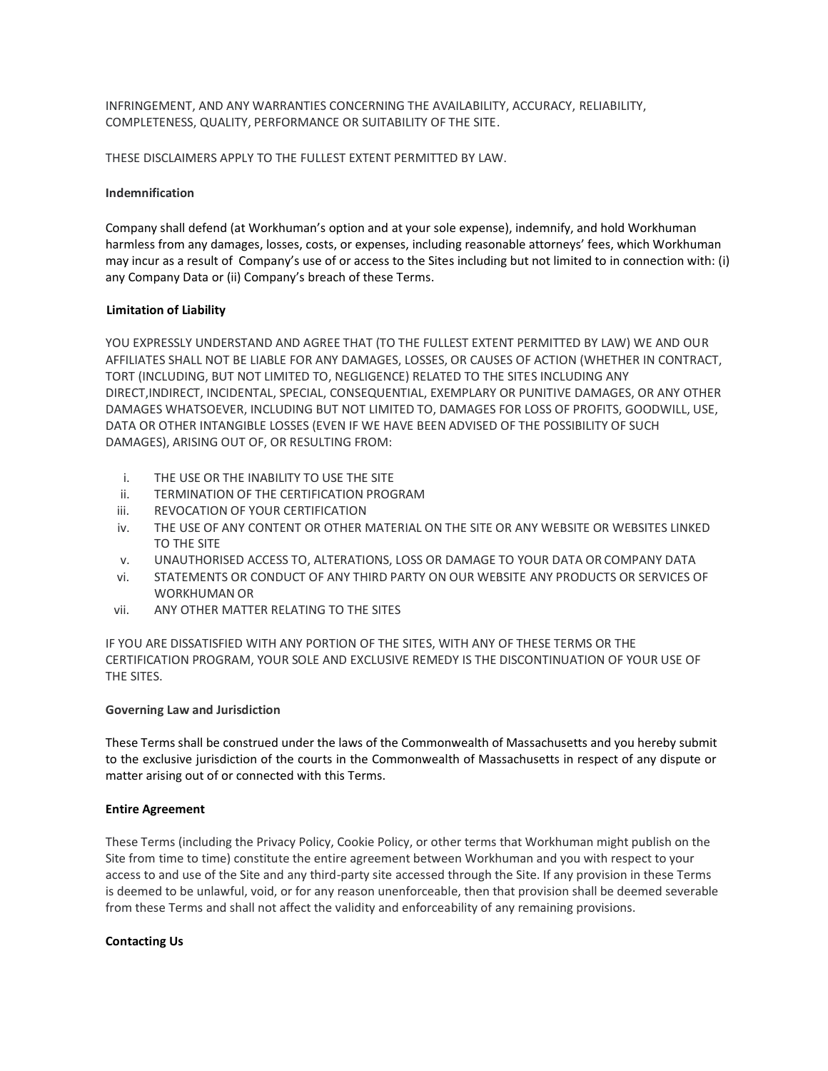INFRINGEMENT, AND ANY WARRANTIES CONCERNING THE AVAILABILITY, ACCURACY, RELIABILITY, COMPLETENESS, QUALITY, PERFORMANCE OR SUITABILITY OF THE SITE.

THESE DISCLAIMERS APPLY TO THE FULLEST EXTENT PERMITTED BY LAW.

**Indemnification**

Company shall defend (at Workhuman's option and at your sole expense), indemnify, and hold Workhuman harmless from any damages, losses, costs, or expenses, including reasonable attorneys' fees, which Workhuman may incur as a result of Company's use of or access to the Sites including but not limited to in connection with: (i) any Company Data or (ii) Company's breach of these Terms.

**Limitation of Liability**

YOU EXPRESSLY UNDERSTAND AND AGREE THAT (TO THE FULLEST EXTENT PERMITTED BY LAW) WE AND OUR AFFILIATES SHALL NOT BE LIABLE FOR ANY DAMAGES, LOSSES, OR CAUSES OF ACTION (WHETHER IN CONTRACT, TORT (INCLUDING, BUT NOT LIMITED TO, NEGLIGENCE) RELATED TO THE SITES INCLUDING ANY DIRECT,INDIRECT, INCIDENTAL, SPECIAL, CONSEQUENTIAL, EXEMPLARY OR PUNITIVE DAMAGES, OR ANY OTHER DAMAGES WHATSOEVER, INCLUDING BUT NOT LIMITED TO, DAMAGES FOR LOSS OF PROFITS, GOODWILL, USE, DATA OR OTHER INTANGIBLE LOSSES (EVEN IF WE HAVE BEEN ADVISED OF THE POSSIBILITY OF SUCH DAMAGES), ARISING OUT OF, OR RESULTING FROM:

i. THE USE OR THE INABILITY TO USE THE SITE
ii. TERMINATION OF THE CERTIFICATION PROGRAM
iii. REVOCATION OF YOUR CERTIFICATION
iv. THE USE OF ANY CONTENT OR OTHER MATERIAL ON THE SITE OR ANY WEBSITE OR WEBSITES LINKED TO THE SITE
v. UNAUTHORISED ACCESS TO, ALTERATIONS, LOSS OR DAMAGE TO YOUR DATA OR COMPANY DATA
vi. STATEMENTS OR CONDUCT OF ANY THIRD PARTY ON OUR WEBSITE ANY PRODUCTS OR SERVICES OF WORKHUMAN OR
vii. ANY OTHER MATTER RELATING TO THE SITES

IF YOU ARE DISSATISFIED WITH ANY PORTION OF THE SITES, WITH ANY OF THESE TERMS OR THE CERTIFICATION PROGRAM, YOUR SOLE AND EXCLUSIVE REMEDY IS THE DISCONTINUATION OF YOUR USE OF THE SITES.

**Governing Law and Jurisdiction**

These Terms shall be construed under the laws of the Commonwealth of Massachusetts and you hereby submit to the exclusive jurisdiction of the courts in the Commonwealth of Massachusetts in respect of any dispute or matter arising out of or connected with this Terms.

**Entire Agreement**

These Terms (including the Privacy Policy, Cookie Policy, or other terms that Workhuman might publish on the Site from time to time) constitute the entire agreement between Workhuman and you with respect to your access to and use of the Site and any third-party site accessed through the Site. If any provision in these Terms is deemed to be unlawful, void, or for any reason unenforceable, then that provision shall be deemed severable from these Terms and shall not affect the validity and enforceability of any remaining provisions.

**Contacting Us**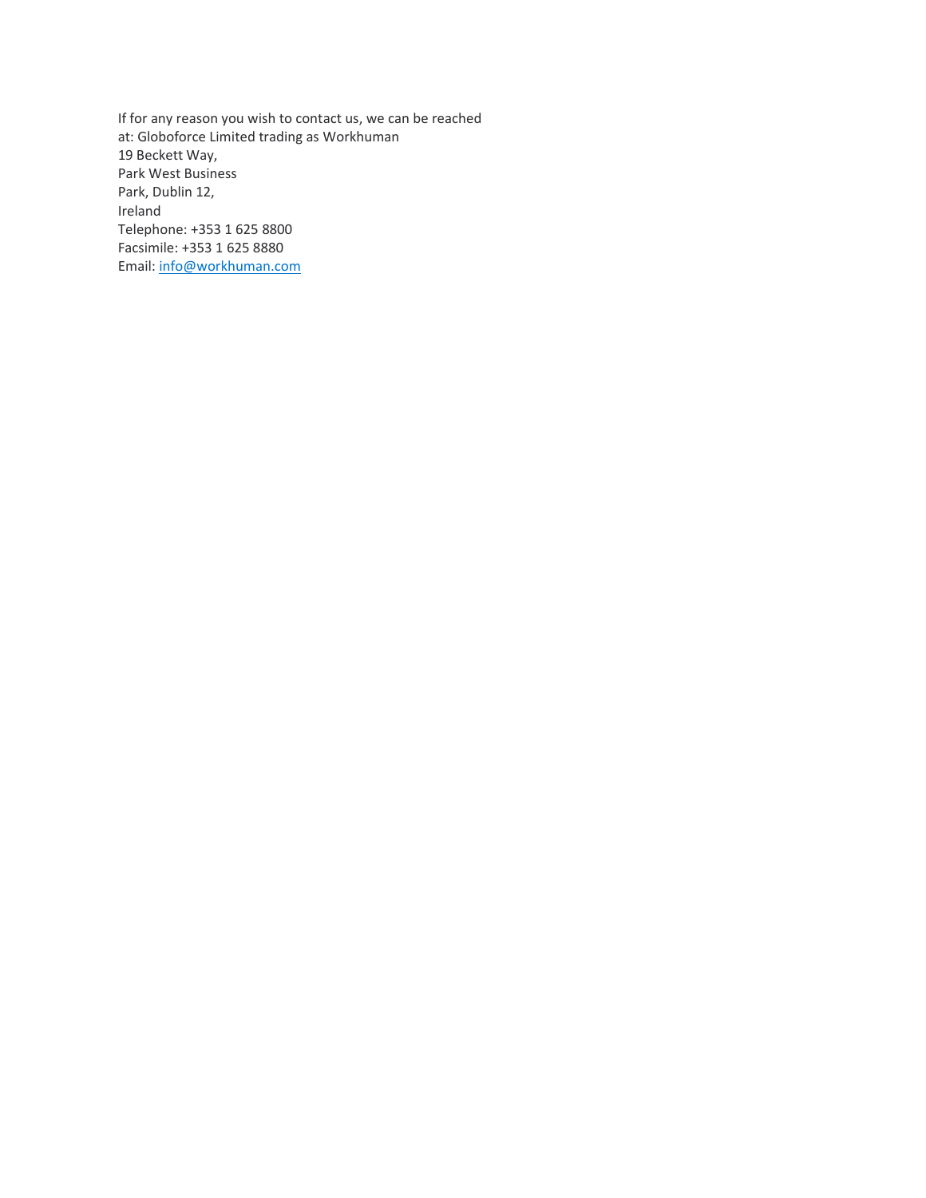If for any reason you wish to contact us, we can be reached at: Globoforce Limited trading as Workhuman
19 Beckett Way,
Park West Business
Park, Dublin 12,
Ireland
Telephone: +353 1 625 8800
Facsimile: +353 1 625 8880
Email: info@workhuman.com